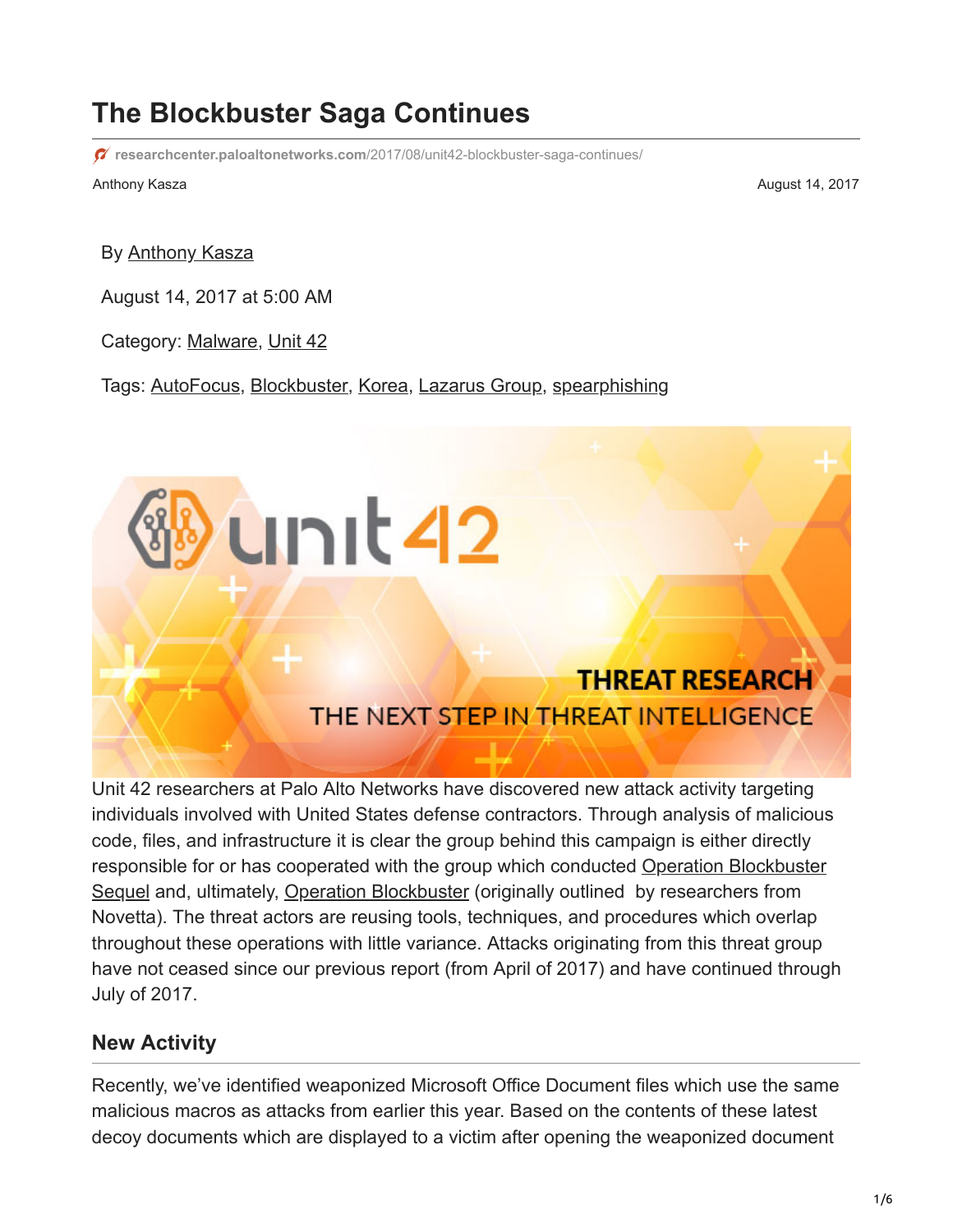# The Blockbuster Saga Continues

researchcenter.paloaltonetworks.com/2017/08/unit42-blockbuster-saga-continues/

Anthony Kasza August 14, 2017

By Anthony Kasza

August 14, 2017 at 5:00 AM

Category: Malware, Unit 42

Tags: AutoFocus, Blockbuster, Korea, Lazarus Group, spearphishing

Unit 42 researchers at Palo Alto Networks have discovered new attack activity targeting individuals involved with United States defense contractors. Through analysis of malicious code, files, and infrastructure it is clear the group behind this campaign is either directly responsible for or has cooperated with the group which conducted Operation Blockbuster Sequel and, ultimately, Operation Blockbuster (originally outlined by researchers from Novetta). The threat actors are reusing tools, techniques, and procedures which overlap throughout these operations with little variance. Attacks originating from this threat group have not ceased since our previous report (from April of 2017) and have continued through July of 2017.

## New Activity

Recently, we've identified weaponized Microsoft Office Document files which use the same malicious macros as attacks from earlier this year. Based on the contents of these latest decoy documents which are displayed to a victim after opening the weaponized document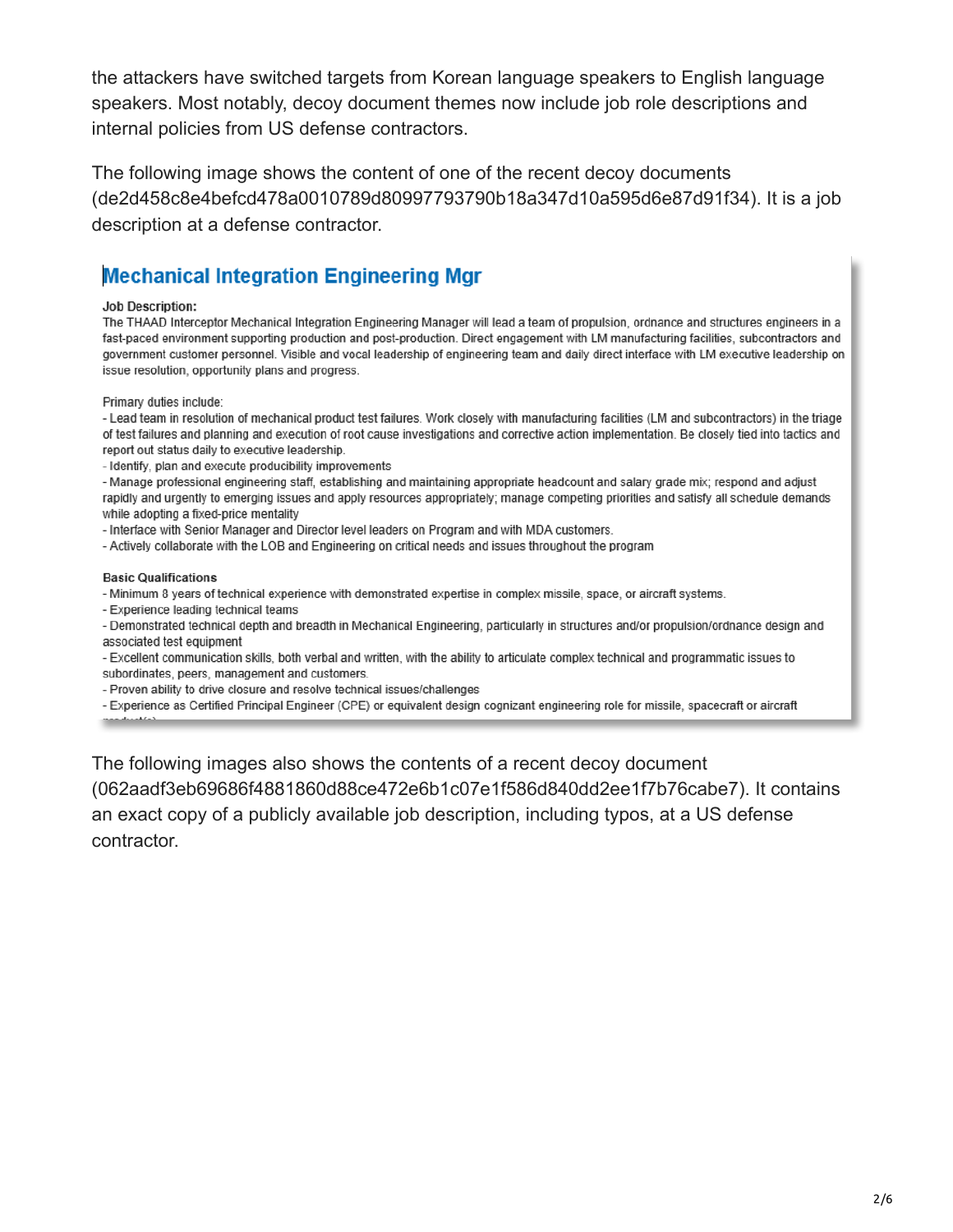the attackers have switched targets from Korean language speakers to English language speakers. Most notably, decoy document themes now include job role descriptions and internal policies from US defense contractors.

The following image shows the content of one of the recent decoy documents (de2d458c8e4befcd478a0010789d80997793790b18a347d10a595d6e87d91f34). It is a job description at a defense contractor.

## Mechanical Integration Engineering Mgr

**Job Description:**
The THAAD Interceptor Mechanical Integration Engineering Manager will lead a team of propulsion, ordnance and structures engineers in a fast-paced environment supporting production and post-production. Direct engagement with LM manufacturing facilities, subcontractors and government customer personnel. Visible and vocal leadership of engineering team and daily direct interface with LM executive leadership on issue resolution, opportunity plans and progress.

Primary duties include:
- Lead team in resolution of mechanical product test failures. Work closely with manufacturing facilities (LM and subcontractors) in the triage of test failures and planning and execution of root cause investigations and corrective action implementation. Be closely tied into tactics and report out status daily to executive leadership.
- Identify, plan and execute producibility improvements
- Manage professional engineering staff, establishing and maintaining appropriate headcount and salary grade mix; respond and adjust rapidly and urgently to emerging issues and apply resources appropriately; manage competing priorities and satisfy all schedule demands while adopting a fixed-price mentality
- Interface with Senior Manager and Director level leaders on Program and with MDA customers.
- Actively collaborate with the LOB and Engineering on critical needs and issues throughout the program

**Basic Qualifications**
- Minimum 8 years of technical experience with demonstrated expertise in complex missile, space, or aircraft systems.
- Experience leading technical teams
- Demonstrated technical depth and breadth in Mechanical Engineering, particularly in structures and/or propulsion/ordnance design and associated test equipment
- Excellent communication skills, both verbal and written, with the ability to articulate complex technical and programmatic issues to subordinates, peers, management and customers.
- Proven ability to drive closure and resolve technical issues/challenges
- Experience as Certified Principal Engineer (CPE) or equivalent design cognizant engineering role for missile, spacecraft or aircraft product(s)

The following images also shows the contents of a recent decoy document (062aadf3eb69686f4881860d88ce472e6b1c07e1f586d840dd2ee1f7b76cabe7). It contains an exact copy of a publicly available job description, including typos, at a US defense contractor.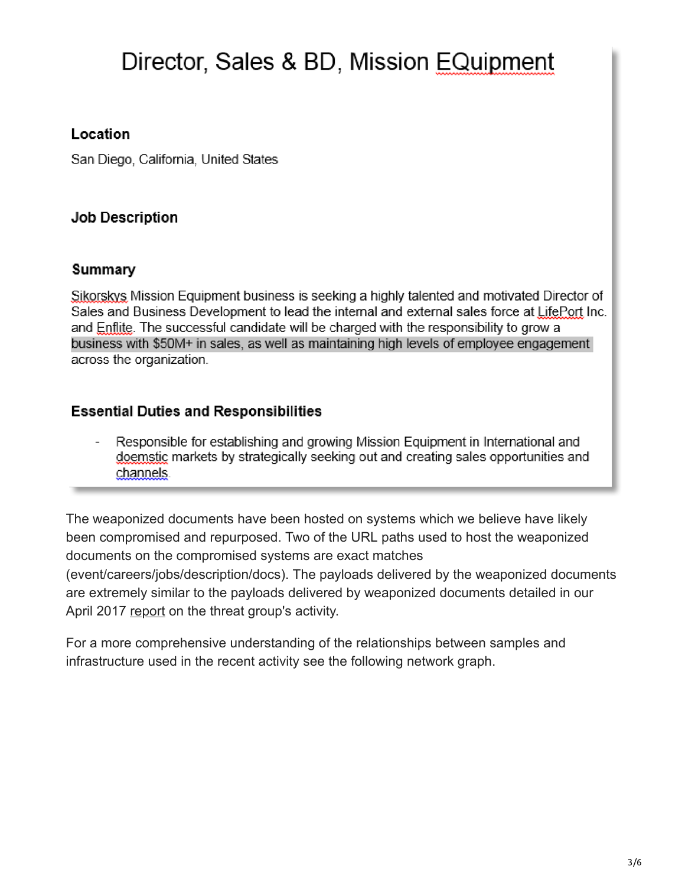# Director, Sales & BD, Mission EQuipment

### Location

San Diego, California, United States

### Job Description

### Summary

Sikorskys Mission Equipment business is seeking a highly talented and motivated Director of Sales and Business Development to lead the internal and external sales force at LifePort Inc. and Enflite. The successful candidate will be charged with the responsibility to grow a business with $50M+ in sales, as well as maintaining high levels of employee engagement across the organization.

### Essential Duties and Responsibilities

- Responsible for establishing and growing Mission Equipment in International and doemstic markets by strategically seeking out and creating sales opportunities and channels.

The weaponized documents have been hosted on systems which we believe have likely been compromised and repurposed. Two of the URL paths used to host the weaponized documents on the compromised systems are exact matches (event/careers/jobs/description/docs). The payloads delivered by the weaponized documents are extremely similar to the payloads delivered by weaponized documents detailed in our April 2017 report on the threat group's activity.

For a more comprehensive understanding of the relationships between samples and infrastructure used in the recent activity see the following network graph.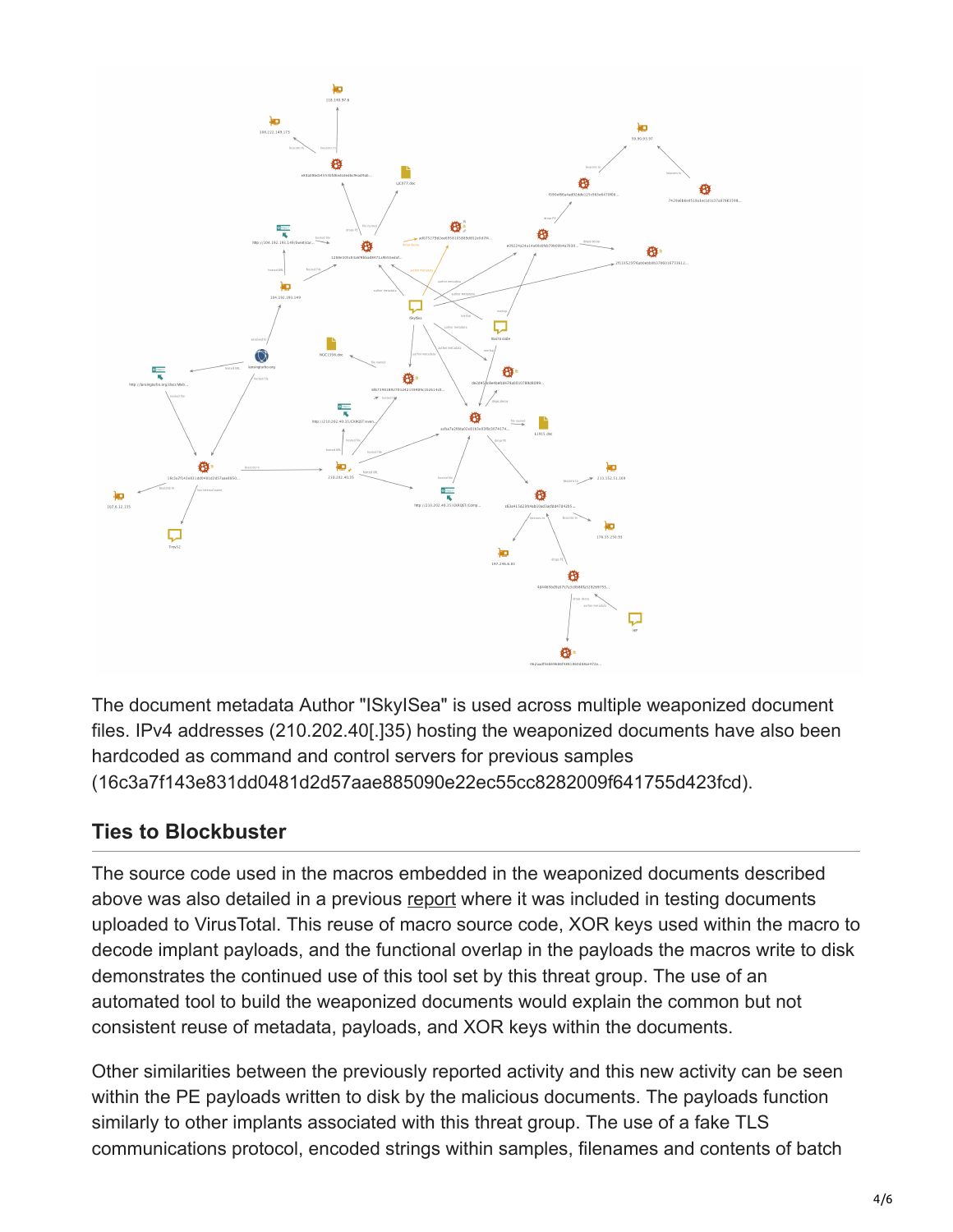The document metadata Author "ISkyISea" is used across multiple weaponized document files. IPv4 addresses (210.202.40[.]35) hosting the weaponized documents have also been hardcoded as command and control servers for previous samples (16c3a7f143e831dd0481d2d57aae885090e22ec55cc8282009f641755d423fcd).

## Ties to Blockbuster

The source code used in the macros embedded in the weaponized documents described above was also detailed in a previous report where it was included in testing documents uploaded to VirusTotal. This reuse of macro source code, XOR keys used within the macro to decode implant payloads, and the functional overlap in the payloads the macros write to disk demonstrates the continued use of this tool set by this threat group. The use of an automated tool to build the weaponized documents would explain the common but not consistent reuse of metadata, payloads, and XOR keys within the documents.

Other similarities between the previously reported activity and this new activity can be seen within the PE payloads written to disk by the malicious documents. The payloads function similarly to other implants associated with this threat group. The use of a fake TLS communications protocol, encoded strings within samples, filenames and contents of batch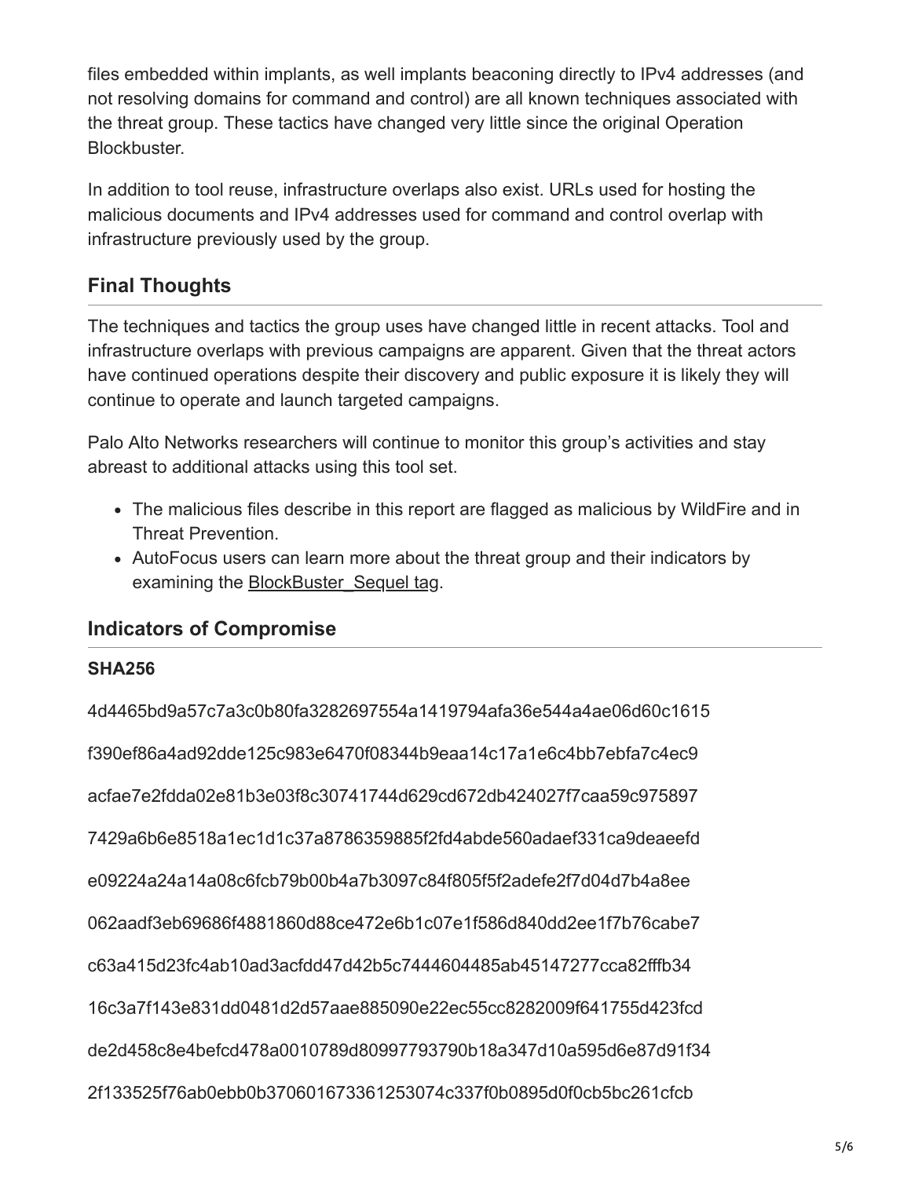files embedded within implants, as well implants beaconing directly to IPv4 addresses (and not resolving domains for command and control) are all known techniques associated with the threat group. These tactics have changed very little since the original Operation Blockbuster.

In addition to tool reuse, infrastructure overlaps also exist. URLs used for hosting the malicious documents and IPv4 addresses used for command and control overlap with infrastructure previously used by the group.

## Final Thoughts

The techniques and tactics the group uses have changed little in recent attacks. Tool and infrastructure overlaps with previous campaigns are apparent. Given that the threat actors have continued operations despite their discovery and public exposure it is likely they will continue to operate and launch targeted campaigns.

Palo Alto Networks researchers will continue to monitor this group's activities and stay abreast to additional attacks using this tool set.

- The malicious files describe in this report are flagged as malicious by WildFire and in Threat Prevention.
- AutoFocus users can learn more about the threat group and their indicators by examining the BlockBuster_Sequel tag.

## Indicators of Compromise

**SHA256**

4d4465bd9a57c7a3c0b80fa3282697554a1419794afa36e544a4ae06d60c1615

f390ef86a4ad92dde125c983e6470f08344b9eaa14c17a1e6c4bb7ebfa7c4ec9

acfae7e2fdda02e81b3e03f8c30741744d629cd672db424027f7caa59c975897

7429a6b6e8518a1ec1d1c37a8786359885f2fd4abde560adaef331ca9deaeefd

e09224a24a14a08c6fcb79b00b4a7b3097c84f805f5f2adefe2f7d04d7b4a8ee

062aadf3eb69686f4881860d88ce472e6b1c07e1f586d840dd2ee1f7b76cabe7

c63a415d23fc4ab10ad3acfdd47d42b5c7444604485ab45147277cca82fffb34

16c3a7f143e831dd0481d2d57aae885090e22ec55cc8282009f641755d423fcd

de2d458c8e4befcd478a0010789d80997793790b18a347d10a595d6e87d91f34

2f133525f76ab0ebb0b370601673361253074c337f0b0895d0f0cb5bc261cfcb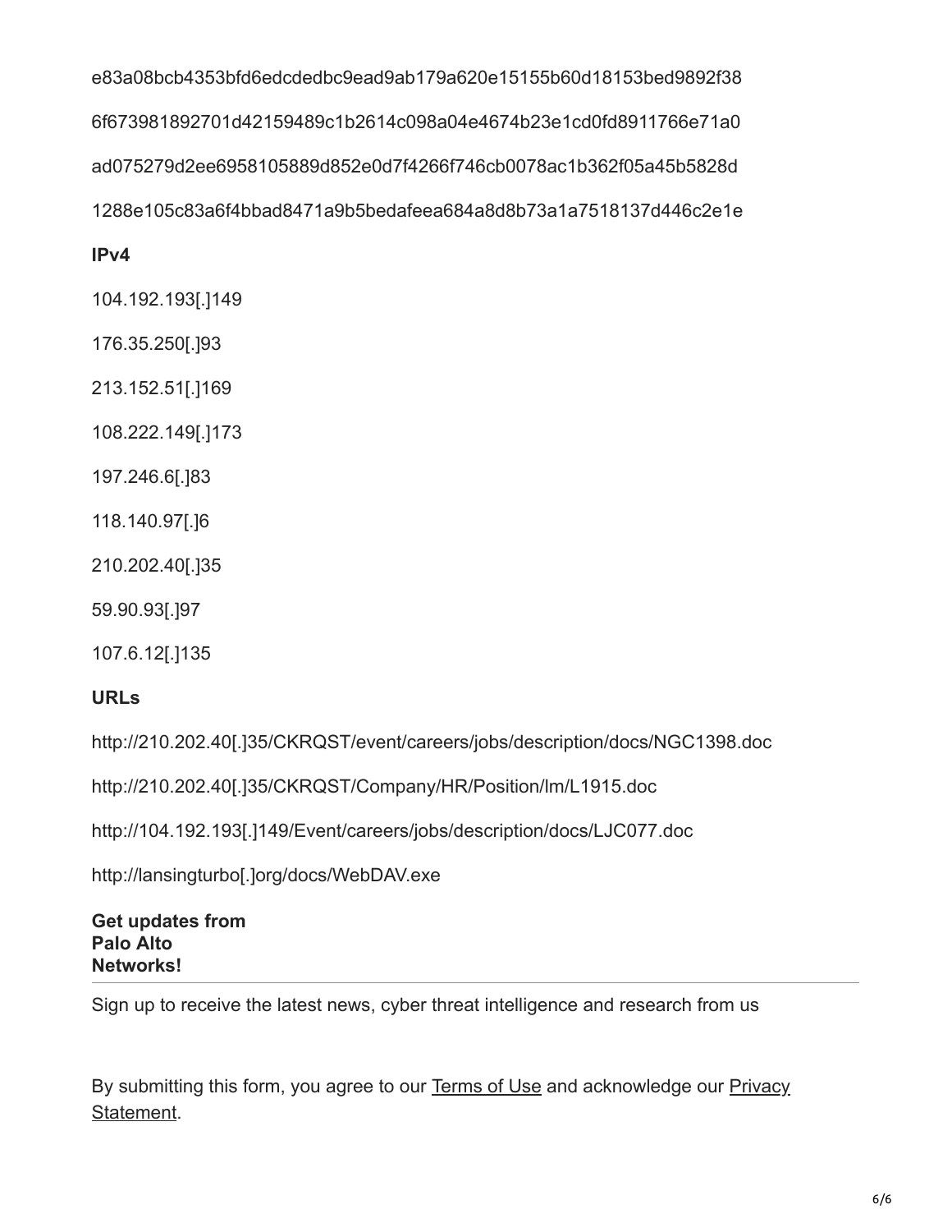e83a08bcb4353bfd6edcdedbc9ead9ab179a620e15155b60d18153bed9892f38

6f673981892701d42159489c1b2614c098a04e4674b23e1cd0fd8911766e71a0

ad075279d2ee6958105889d852e0d7f4266f746cb0078ac1b362f05a45b5828d

1288e105c83a6f4bbad8471a9b5bedafeea684a8d8b73a1a7518137d446c2e1e

**IPv4**

104.192.193[.]149

176.35.250[.]93

213.152.51[.]169

108.222.149[.]173

197.246.6[.]83

118.140.97[.]6

210.202.40[.]35

59.90.93[.]97

107.6.12[.]135

**URLs**

http://210.202.40[.]35/CKRQST/event/careers/jobs/description/docs/NGC1398.doc

http://210.202.40[.]35/CKRQST/Company/HR/Position/lm/L1915.doc

http://104.192.193[.]149/Event/careers/jobs/description/docs/LJC077.doc

http://lansingturbo[.]org/docs/WebDAV.exe

**Get updates from Palo Alto Networks!**

Sign up to receive the latest news, cyber threat intelligence and research from us

By submitting this form, you agree to our Terms of Use and acknowledge our Privacy Statement.